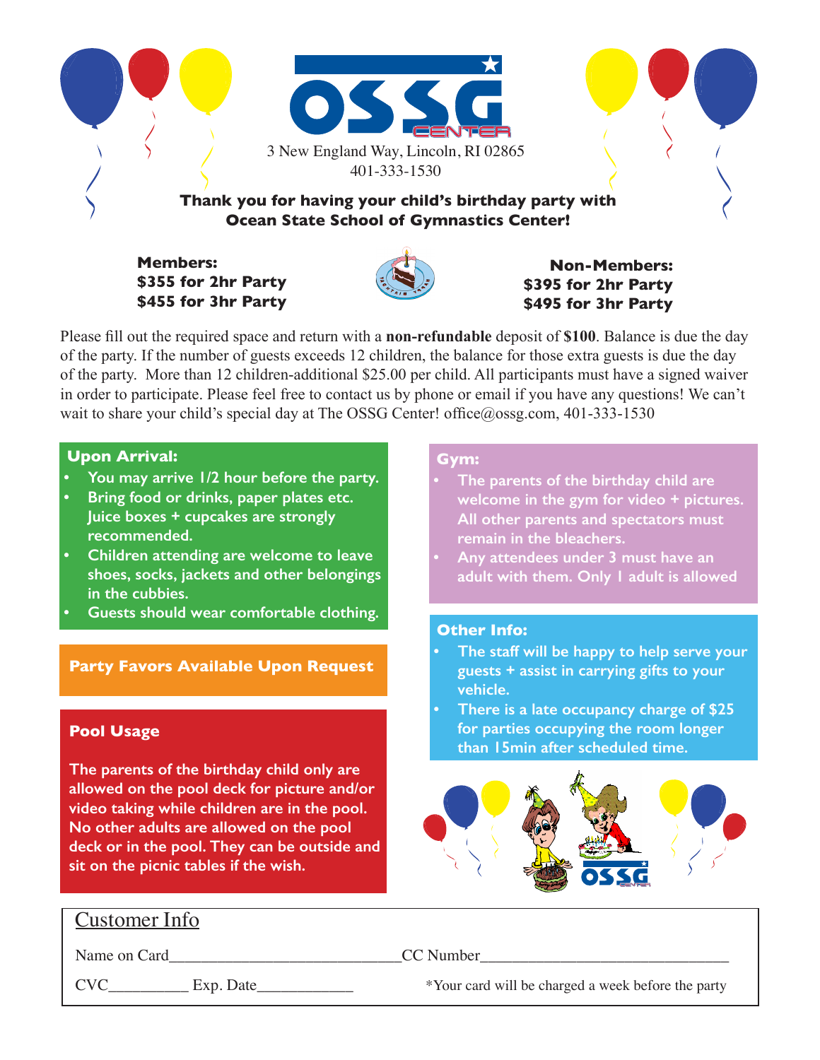# OSSG CENTER

3 New England Way, Lincoln, RI 02865
401-333-1530

**Thank you for having your child's birthday party with Ocean State School of Gymnastics Center!**

**Members:**
**$355 for 2hr Party**
**$455 for 3hr Party**

**Non-Members:**
**$395 for 2hr Party**
**$495 for 3hr Party**

Please fill out the required space and return with a **non-refundable** deposit of **$100**. Balance is due the day of the party. If the number of guests exceeds 12 children, the balance for those extra guests is due the day of the party. More than 12 children-additional $25.00 per child. All participants must have a signed waiver in order to participate. Please feel free to contact us by phone or email if you have any questions! We can't wait to share your child's special day at The OSSG Center! office@ossg.com, 401-333-1530

## Upon Arrival:

- You may arrive 1/2 hour before the party.
- Bring food or drinks, paper plates etc. Juice boxes + cupcakes are strongly recommended.
- Children attending are welcome to leave shoes, socks, jackets and other belongings in the cubbies.
- Guests should wear comfortable clothing.

## Party Favors Available Upon Request

## Pool Usage

The parents of the birthday child only are allowed on the pool deck for picture and/or video taking while children are in the pool. No other adults are allowed on the pool deck or in the pool. They can be outside and sit on the picnic tables if the wish.

## Gym:

- The parents of the birthday child are welcome in the gym for video + pictures. All other parents and spectators must remain in the bleachers.
- Any attendees under 3 must have an adult with them. Only 1 adult is allowed

## Other Info:

- The staff will be happy to help serve your guests + assist in carrying gifts to your vehicle.
- There is a late occupancy charge of $25 for parties occupying the room longer than 15min after scheduled time.

## Customer Info

Name on Card______________________________ CC Number________________________________

CVC__________ Exp. Date____________ *Your card will be charged a week before the party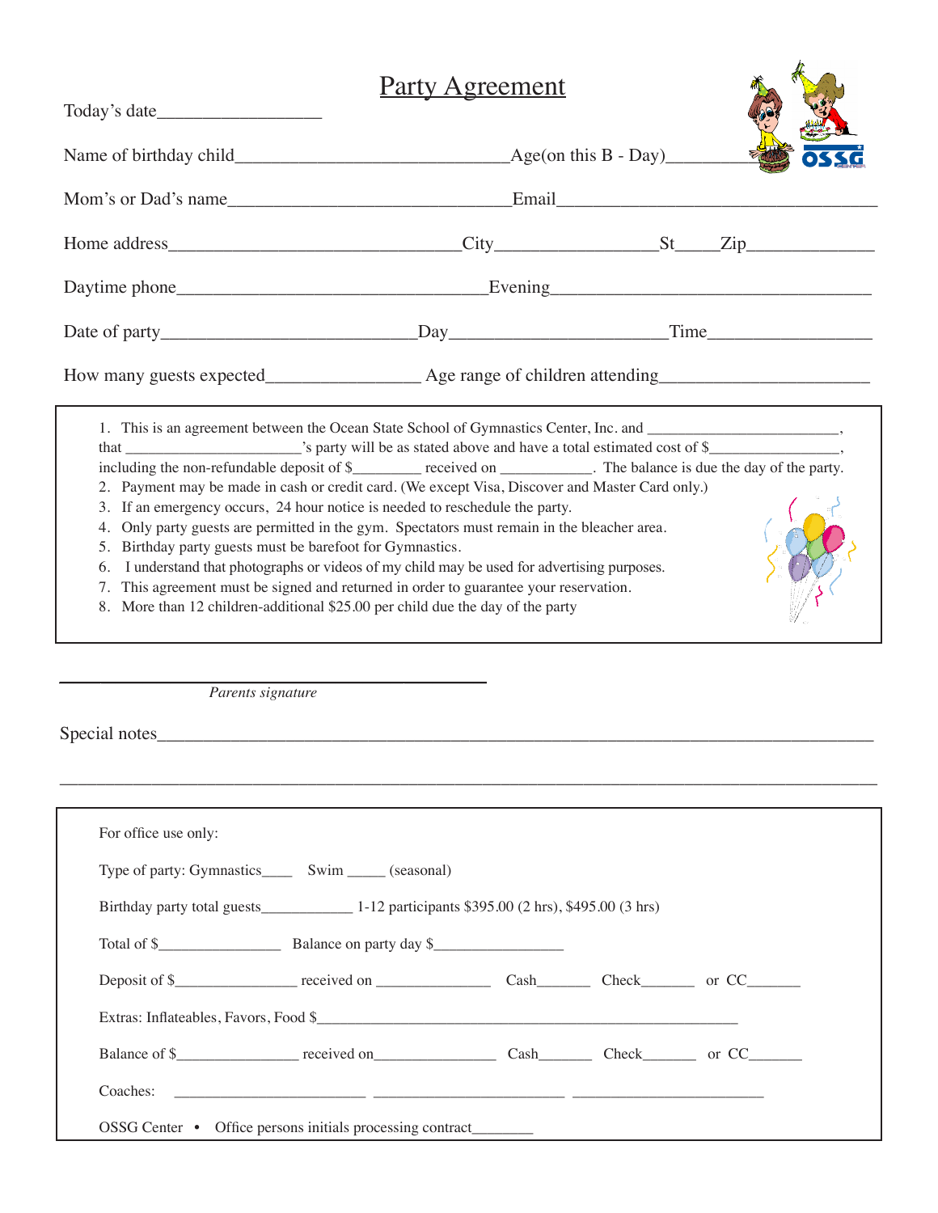# Party Agreement

Today's date__________________

Name of birthday child______________________________Age(on this B - Day)__________

Mom's or Dad's name_______________________________Email____________________________________

Home address_________________________________City_________________St_____Zip_____________

Daytime phone___________________________________Evening____________________________________

Date of party____________________________Day_______________________Time__________________

How many guests expected_________________ Age range of children attending_______________________

1. This is an agreement between the Ocean State School of Gymnastics Center, Inc. and ________________________, that _______________________'s party will be as stated above and have a total estimated cost of $_________________, including the non-refundable deposit of $_________ received on ____________. The balance is due the day of the party.
2. Payment may be made in cash or credit card. (We except Visa, Discover and Master Card only.)
3. If an emergency occurs, 24 hour notice is needed to reschedule the party.
4. Only party guests are permitted in the gym. Spectators must remain in the bleacher area.
5. Birthday party guests must be barefoot for Gymnastics.
6. I understand that photographs or videos of my child may be used for advertising purposes.
7. This agreement must be signed and returned in order to guarantee your reservation.
8. More than 12 children-additional $25.00 per child due the day of the party

_____________________________________________

*Parents signature*

Special notes____________________________________________________________________________

_________________________________________________________________________________________

For office use only:

Type of party: Gymnastics____ Swim _____ (seasonal)

Birthday party total guests____________ 1-12 participants $395.00 (2 hrs), $495.00 (3 hrs)

Total of $________________ Balance on party day $_________________

Deposit of $________________ received on _______________ Cash_______ Check_______ or CC_______

Extras: Inflateables, Favors, Food $_______________________________________________________

Balance of $________________ received on________________ Cash_______ Check_______ or CC_______

Coaches: ________________________ ________________________ ________________________

OSSG Center • Office persons initials processing contract________